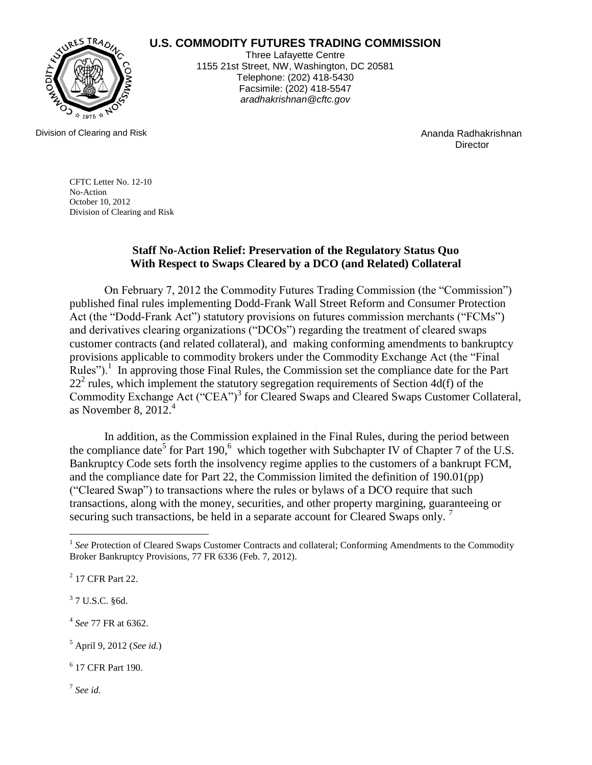**U.S. COMMODITY FUTURES TRADING COMMISSION**
Three Lafayette Centre
1155 21st Street, NW, Washington, DC 20581
Telephone: (202) 418-5430
Facsimile: (202) 418-5547
*aradhakrishnan@cftc.gov*

Division of Clearing and Risk

Ananda Radhakrishnan
Director

CFTC Letter No. 12-10
No-Action
October 10, 2012
Division of Clearing and Risk

## Staff No-Action Relief: Preservation of the Regulatory Status Quo With Respect to Swaps Cleared by a DCO (and Related) Collateral

On February 7, 2012 the Commodity Futures Trading Commission (the "Commission") published final rules implementing Dodd-Frank Wall Street Reform and Consumer Protection Act (the "Dodd-Frank Act") statutory provisions on futures commission merchants ("FCMs") and derivatives clearing organizations ("DCOs") regarding the treatment of cleared swaps customer contracts (and related collateral), and making conforming amendments to bankruptcy provisions applicable to commodity brokers under the Commodity Exchange Act (the "Final Rules").[1] In approving those Final Rules, the Commission set the compliance date for the Part 22[2] rules, which implement the statutory segregation requirements of Section 4d(f) of the Commodity Exchange Act ("CEA")[3] for Cleared Swaps and Cleared Swaps Customer Collateral, as November 8, 2012.[4]

In addition, as the Commission explained in the Final Rules, during the period between the compliance date[5] for Part 190,[6] which together with Subchapter IV of Chapter 7 of the U.S. Bankruptcy Code sets forth the insolvency regime applies to the customers of a bankrupt FCM, and the compliance date for Part 22, the Commission limited the definition of 190.01(pp) ("Cleared Swap") to transactions where the rules or bylaws of a DCO require that such transactions, along with the money, securities, and other property margining, guaranteeing or securing such transactions, be held in a separate account for Cleared Swaps only.[7]

---

[1] *See* Protection of Cleared Swaps Customer Contracts and collateral; Conforming Amendments to the Commodity Broker Bankruptcy Provisions, 77 FR 6336 (Feb. 7, 2012).

[2] 17 CFR Part 22.

[3] 7 U.S.C. §6d.

[4] *See* 77 FR at 6362.

[5] April 9, 2012 (*See id.*)

[6] 17 CFR Part 190.

[7] *See id.*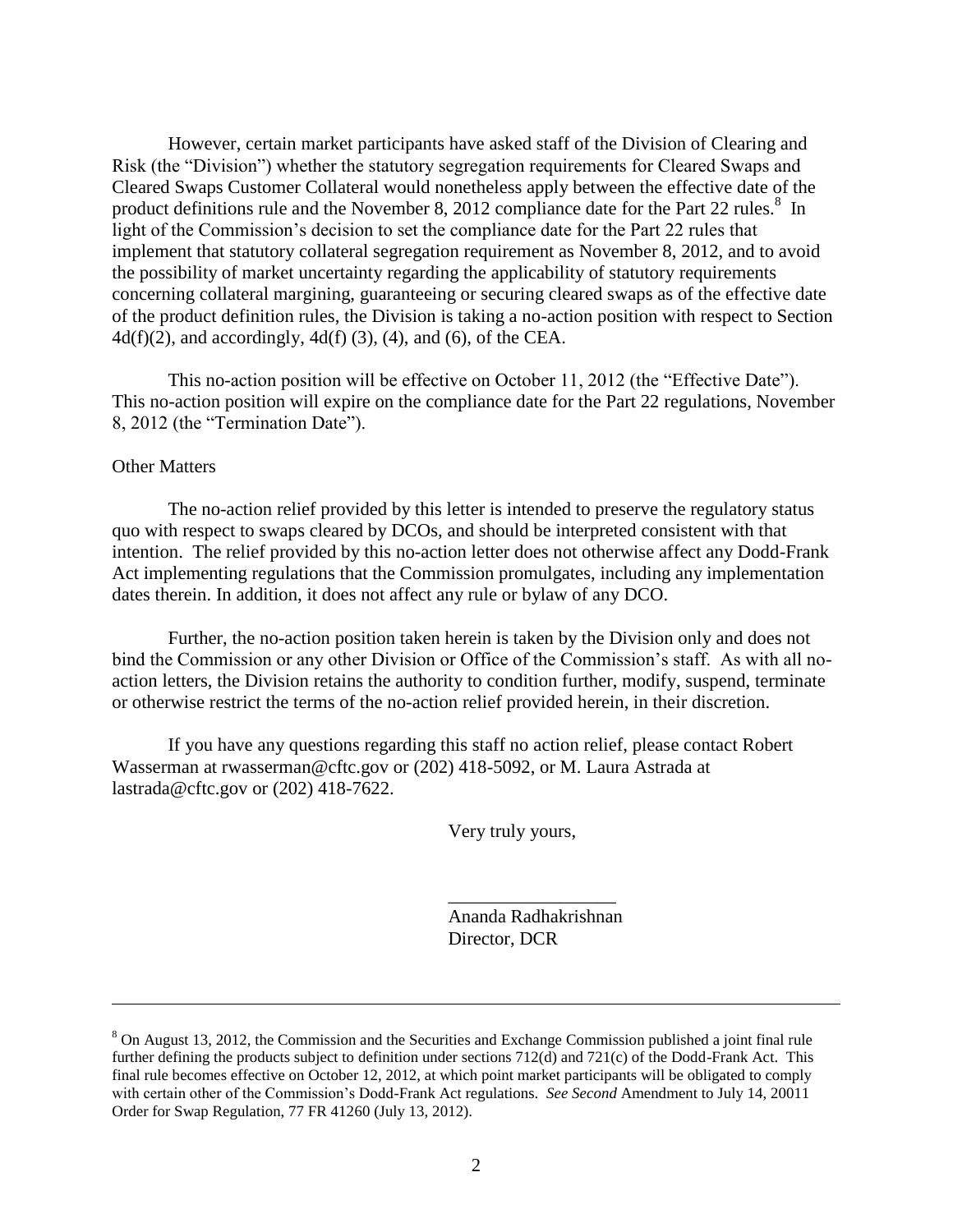However, certain market participants have asked staff of the Division of Clearing and Risk (the "Division") whether the statutory segregation requirements for Cleared Swaps and Cleared Swaps Customer Collateral would nonetheless apply between the effective date of the product definitions rule and the November 8, 2012 compliance date for the Part 22 rules.[8] In light of the Commission's decision to set the compliance date for the Part 22 rules that implement that statutory collateral segregation requirement as November 8, 2012, and to avoid the possibility of market uncertainty regarding the applicability of statutory requirements concerning collateral margining, guaranteeing or securing cleared swaps as of the effective date of the product definition rules, the Division is taking a no-action position with respect to Section 4d(f)(2), and accordingly, 4d(f) (3), (4), and (6), of the CEA.

This no-action position will be effective on October 11, 2012 (the "Effective Date"). This no-action position will expire on the compliance date for the Part 22 regulations, November 8, 2012 (the "Termination Date").

Other Matters

The no-action relief provided by this letter is intended to preserve the regulatory status quo with respect to swaps cleared by DCOs, and should be interpreted consistent with that intention. The relief provided by this no-action letter does not otherwise affect any Dodd-Frank Act implementing regulations that the Commission promulgates, including any implementation dates therein. In addition, it does not affect any rule or bylaw of any DCO.

Further, the no-action position taken herein is taken by the Division only and does not bind the Commission or any other Division or Office of the Commission's staff. As with all no-action letters, the Division retains the authority to condition further, modify, suspend, terminate or otherwise restrict the terms of the no-action relief provided herein, in their discretion.

If you have any questions regarding this staff no action relief, please contact Robert Wasserman at rwasserman@cftc.gov or (202) 418-5092, or M. Laura Astrada at lastrada@cftc.gov or (202) 418-7622.

Very truly yours,

\_\_\_\_\_\_\_\_\_\_\_\_\_\_\_\_\_\_

Ananda Radhakrishnan
Director, DCR

---

[8] On August 13, 2012, the Commission and the Securities and Exchange Commission published a joint final rule further defining the products subject to definition under sections 712(d) and 721(c) of the Dodd-Frank Act. This final rule becomes effective on October 12, 2012, at which point market participants will be obligated to comply with certain other of the Commission's Dodd-Frank Act regulations. *See Second* Amendment to July 14, 20011 Order for Swap Regulation, 77 FR 41260 (July 13, 2012).